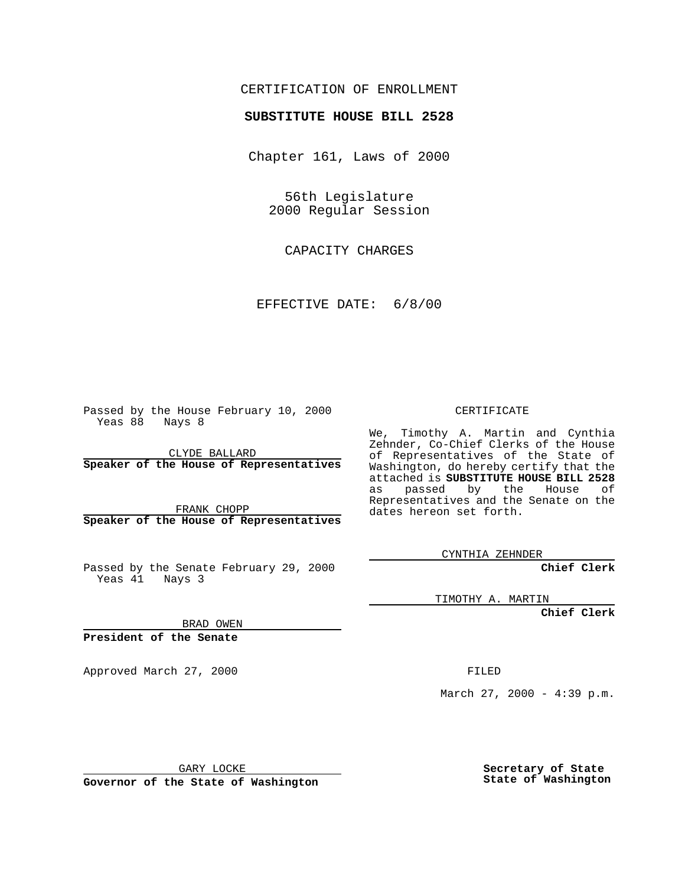CERTIFICATION OF ENROLLMENT

**SUBSTITUTE HOUSE BILL 2528**

Chapter 161, Laws of 2000

56th Legislature
2000 Regular Session

CAPACITY CHARGES

EFFECTIVE DATE: 6/8/00

Passed by the House February 10, 2000
Yeas 88 Nays 8

CLYDE BALLARD
**Speaker of the House of Representatives**

FRANK CHOPP
**Speaker of the House of Representatives**

Passed by the Senate February 29, 2000
Yeas 41 Nays 3

BRAD OWEN
**President of the Senate**

Approved March 27, 2000

GARY LOCKE
**Governor of the State of Washington**

CERTIFICATE

We, Timothy A. Martin and Cynthia Zehnder, Co-Chief Clerks of the House of Representatives of the State of Washington, do hereby certify that the attached is **SUBSTITUTE HOUSE BILL 2528** as passed by the House of Representatives and the Senate on the dates hereon set forth.

CYNTHIA ZEHNDER
**Chief Clerk**

TIMOTHY A. MARTIN
**Chief Clerk**

FILED

March 27, 2000 - 4:39 p.m.

**Secretary of State**
**State of Washington**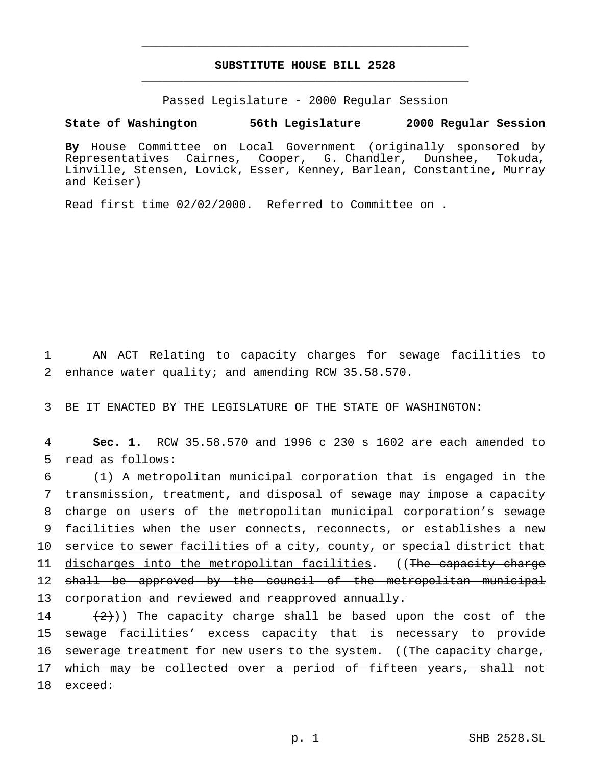**SUBSTITUTE HOUSE BILL 2528**

Passed Legislature - 2000 Regular Session

**State of Washington 56th Legislature 2000 Regular Session**

**By** House Committee on Local Government (originally sponsored by Representatives Cairnes, Cooper, G. Chandler, Dunshee, Tokuda, Linville, Stensen, Lovick, Esser, Kenney, Barlean, Constantine, Murray and Keiser)

Read first time 02/02/2000. Referred to Committee on .

1 AN ACT Relating to capacity charges for sewage facilities to
2 enhance water quality; and amending RCW 35.58.570.

3 BE IT ENACTED BY THE LEGISLATURE OF THE STATE OF WASHINGTON:

4 **Sec. 1.** RCW 35.58.570 and 1996 c 230 s 1602 are each amended to
5 read as follows:

6 (1) A metropolitan municipal corporation that is engaged in the
7 transmission, treatment, and disposal of sewage may impose a capacity
8 charge on users of the metropolitan municipal corporation's sewage
9 facilities when the user connects, reconnects, or establishes a new
10 service <u>to sewer facilities of a city, county, or special district that</u>
11 <u>discharges into the metropolitan facilities</u>. ((~~The capacity charge~~
12 ~~shall be approved by the council of the metropolitan municipal~~
13 ~~corporation and reviewed and reapproved annually.~~

14 ~~(2)~~)) The capacity charge shall be based upon the cost of the
15 sewage facilities' excess capacity that is necessary to provide
16 sewerage treatment for new users to the system. ((~~The capacity charge,~~
17 ~~which may be collected over a period of fifteen years, shall not~~
18 ~~exceed:~~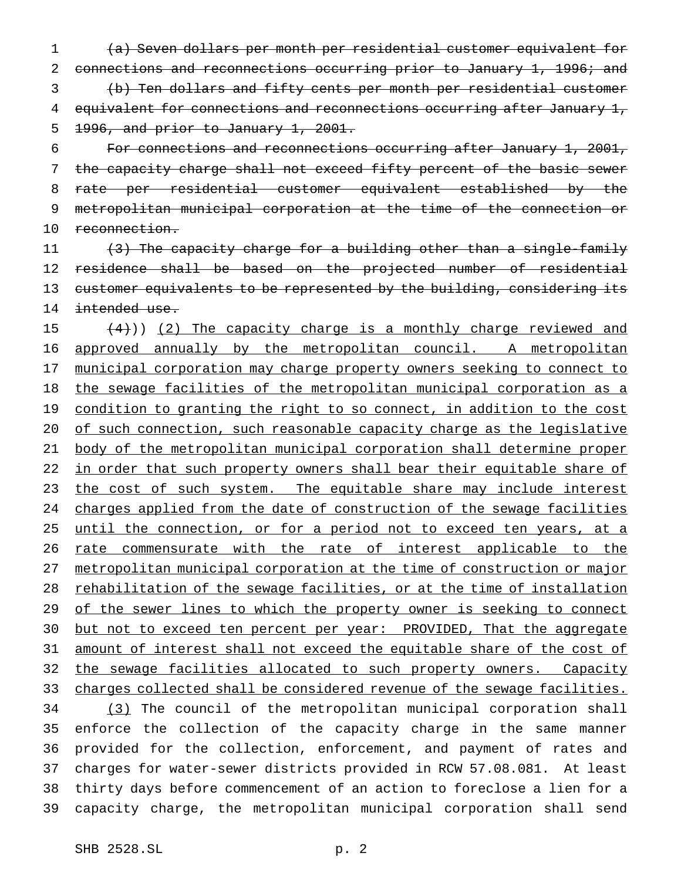~~(a) Seven dollars per month per residential customer equivalent for connections and reconnections occurring prior to January 1, 1996; and~~

~~(b) Ten dollars and fifty cents per month per residential customer equivalent for connections and reconnections occurring after January 1, 1996, and prior to January 1, 2001.~~

~~For connections and reconnections occurring after January 1, 2001, the capacity charge shall not exceed fifty percent of the basic sewer rate per residential customer equivalent established by the metropolitan municipal corporation at the time of the connection or reconnection.~~

~~(3) The capacity charge for a building other than a single-family residence shall be based on the projected number of residential customer equivalents to be represented by the building, considering its intended use.~~

~~(4)~~)) <u>(2) The capacity charge is a monthly charge reviewed and approved annually by the metropolitan council. A metropolitan municipal corporation may charge property owners seeking to connect to the sewage facilities of the metropolitan municipal corporation as a condition to granting the right to so connect, in addition to the cost of such connection, such reasonable capacity charge as the legislative body of the metropolitan municipal corporation shall determine proper in order that such property owners shall bear their equitable share of the cost of such system. The equitable share may include interest charges applied from the date of construction of the sewage facilities until the connection, or for a period not to exceed ten years, at a rate commensurate with the rate of interest applicable to the metropolitan municipal corporation at the time of construction or major rehabilitation of the sewage facilities, or at the time of installation of the sewer lines to which the property owner is seeking to connect but not to exceed ten percent per year: PROVIDED, That the aggregate amount of interest shall not exceed the equitable share of the cost of the sewage facilities allocated to such property owners. Capacity charges collected shall be considered revenue of the sewage facilities.</u>

<u>(3)</u> The council of the metropolitan municipal corporation shall enforce the collection of the capacity charge in the same manner provided for the collection, enforcement, and payment of rates and charges for water-sewer districts provided in RCW 57.08.081. At least thirty days before commencement of an action to foreclose a lien for a capacity charge, the metropolitan municipal corporation shall send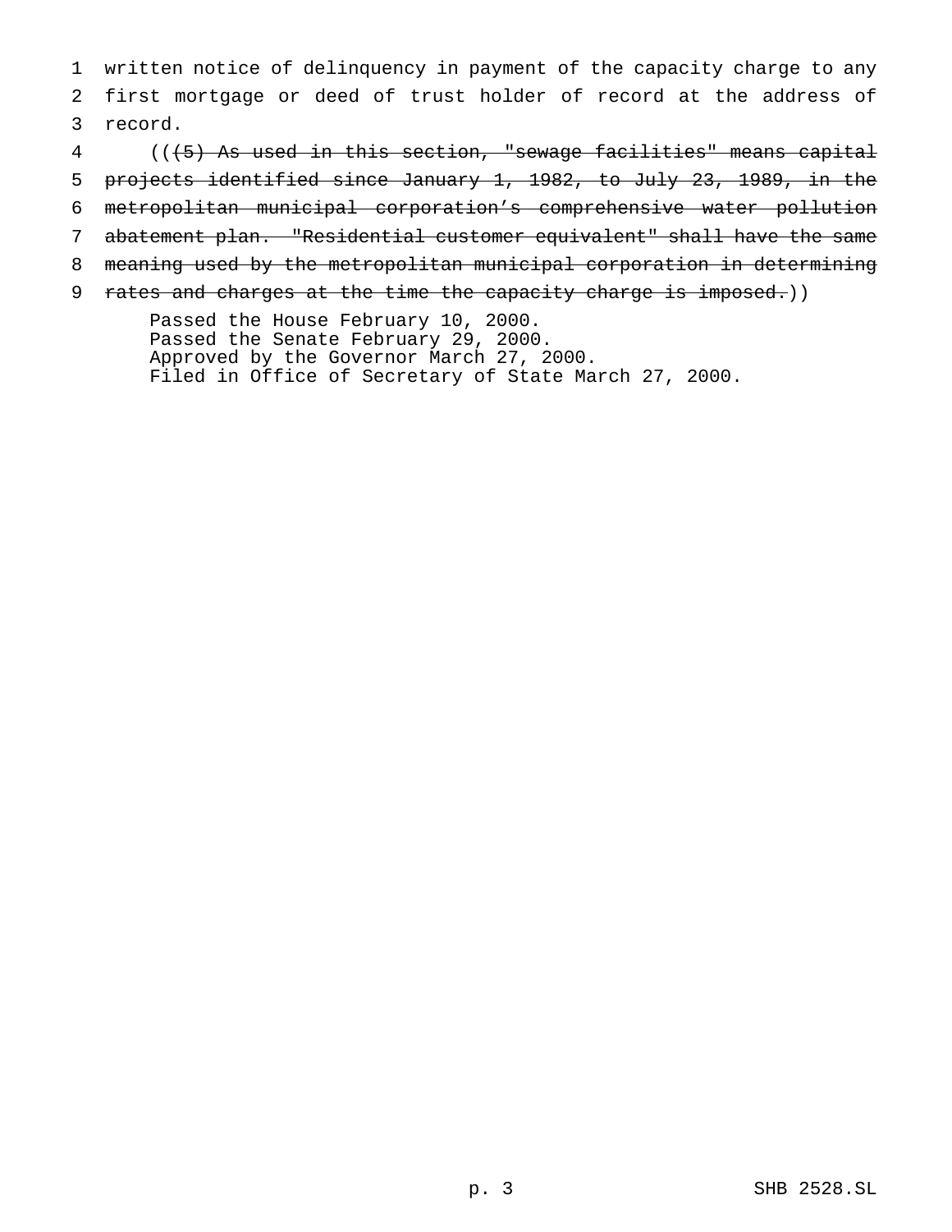written notice of delinquency in payment of the capacity charge to any first mortgage or deed of trust holder of record at the address of record.

((~~(5) As used in this section, "sewage facilities" means capital projects identified since January 1, 1982, to July 23, 1989, in the metropolitan municipal corporation's comprehensive water pollution abatement plan. "Residential customer equivalent" shall have the same meaning used by the metropolitan municipal corporation in determining rates and charges at the time the capacity charge is imposed.~~))

Passed the House February 10, 2000.
Passed the Senate February 29, 2000.
Approved by the Governor March 27, 2000.
Filed in Office of Secretary of State March 27, 2000.